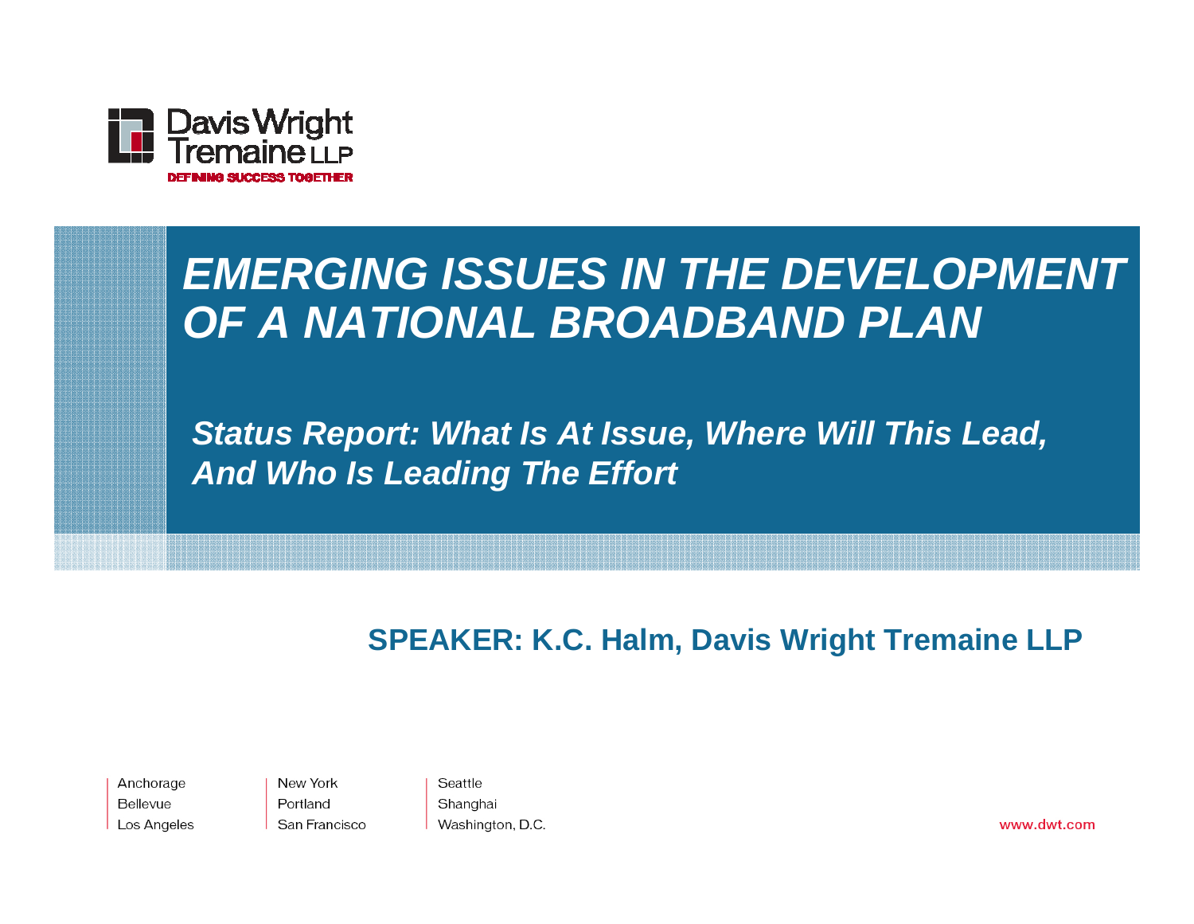Davis Wright Tremaine LLP

DEFINING SUCCESS TOGETHER

# *EMERGING ISSUES IN THE DEVELOPMENT OF A NATIONAL BROADBAND PLAN*

## *Status Report: What Is At Issue, Where Will This Lead, And Who Is Leading The Effort*

**SPEAKER: K.C. Halm, Davis Wright Tremaine LLP**

Anchorage
Bellevue
Los Angeles

New York
Portland
San Francisco

Seattle
Shanghai
Washington, D.C.

www.dwt.com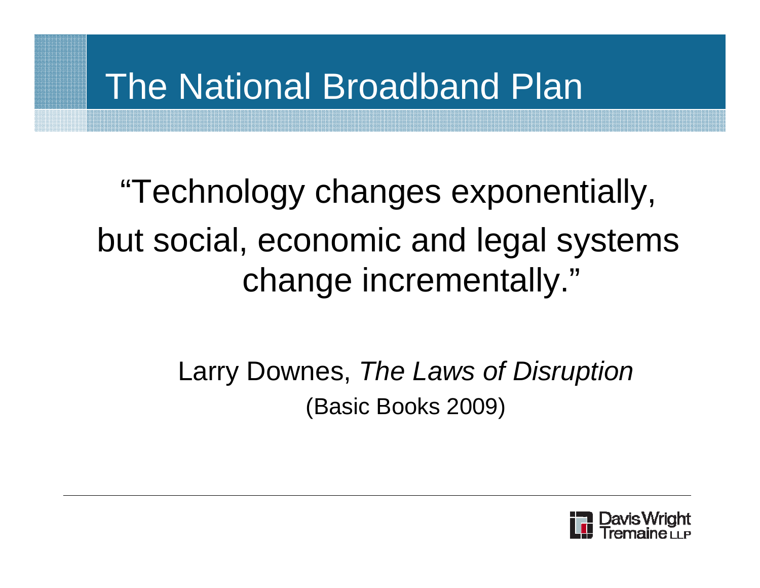# The National Broadband Plan

"Technology changes exponentially, but social, economic and legal systems change incrementally."

Larry Downes, *The Laws of Disruption*
(Basic Books 2009)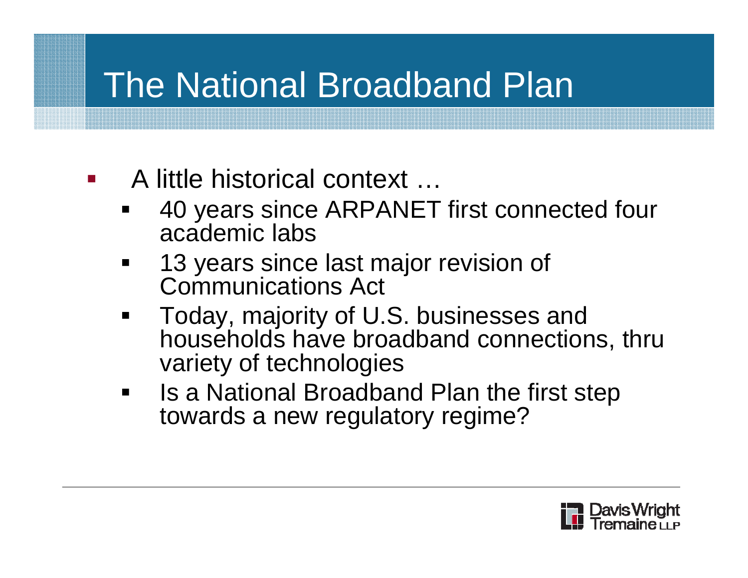# The National Broadband Plan

- A little historical context …
  - 40 years since ARPANET first connected four academic labs
  - 13 years since last major revision of Communications Act
  - Today, majority of U.S. businesses and households have broadband connections, thru variety of technologies
  - Is a National Broadband Plan the first step towards a new regulatory regime?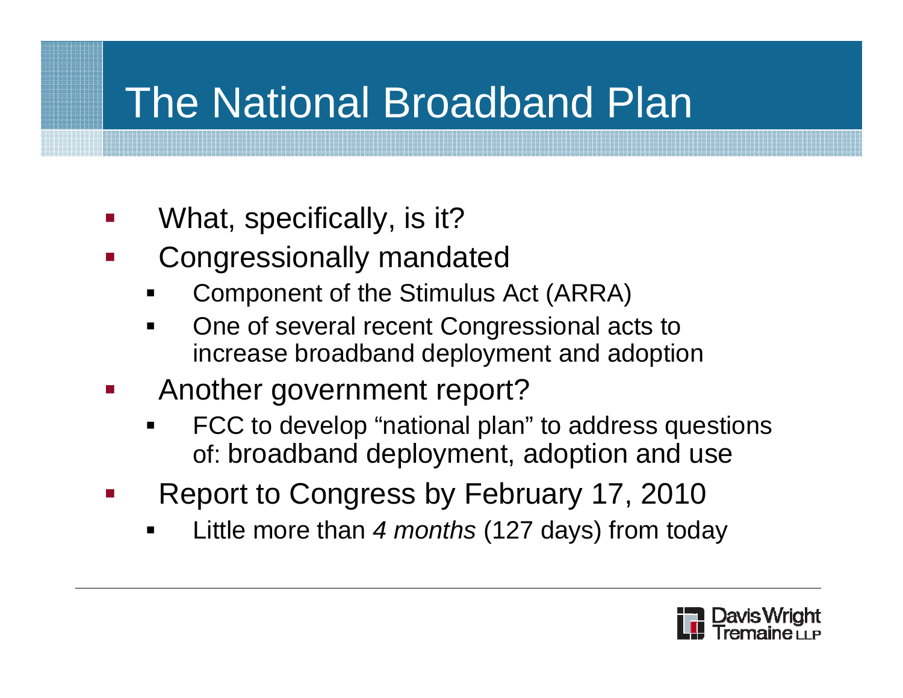# The National Broadband Plan

- What, specifically, is it?
- Congressionally mandated
  - Component of the Stimulus Act (ARRA)
  - One of several recent Congressional acts to increase broadband deployment and adoption
- Another government report?
  - FCC to develop “national plan” to address questions of: broadband deployment, adoption and use
- Report to Congress by February 17, 2010
  - Little more than *4 months* (127 days) from today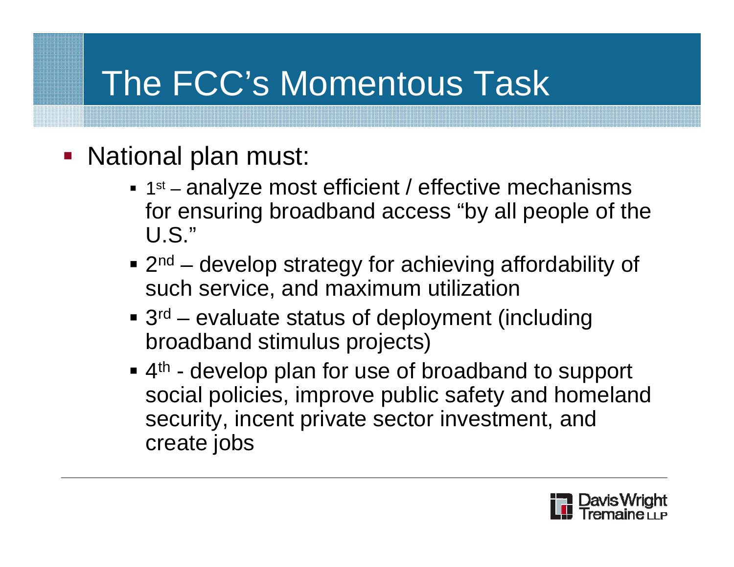# The FCC's Momentous Task

- National plan must:
  - 1st – analyze most efficient / effective mechanisms for ensuring broadband access "by all people of the U.S."
  - 2nd – develop strategy for achieving affordability of such service, and maximum utilization
  - 3rd – evaluate status of deployment (including broadband stimulus projects)
  - 4th - develop plan for use of broadband to support social policies, improve public safety and homeland security, incent private sector investment, and create jobs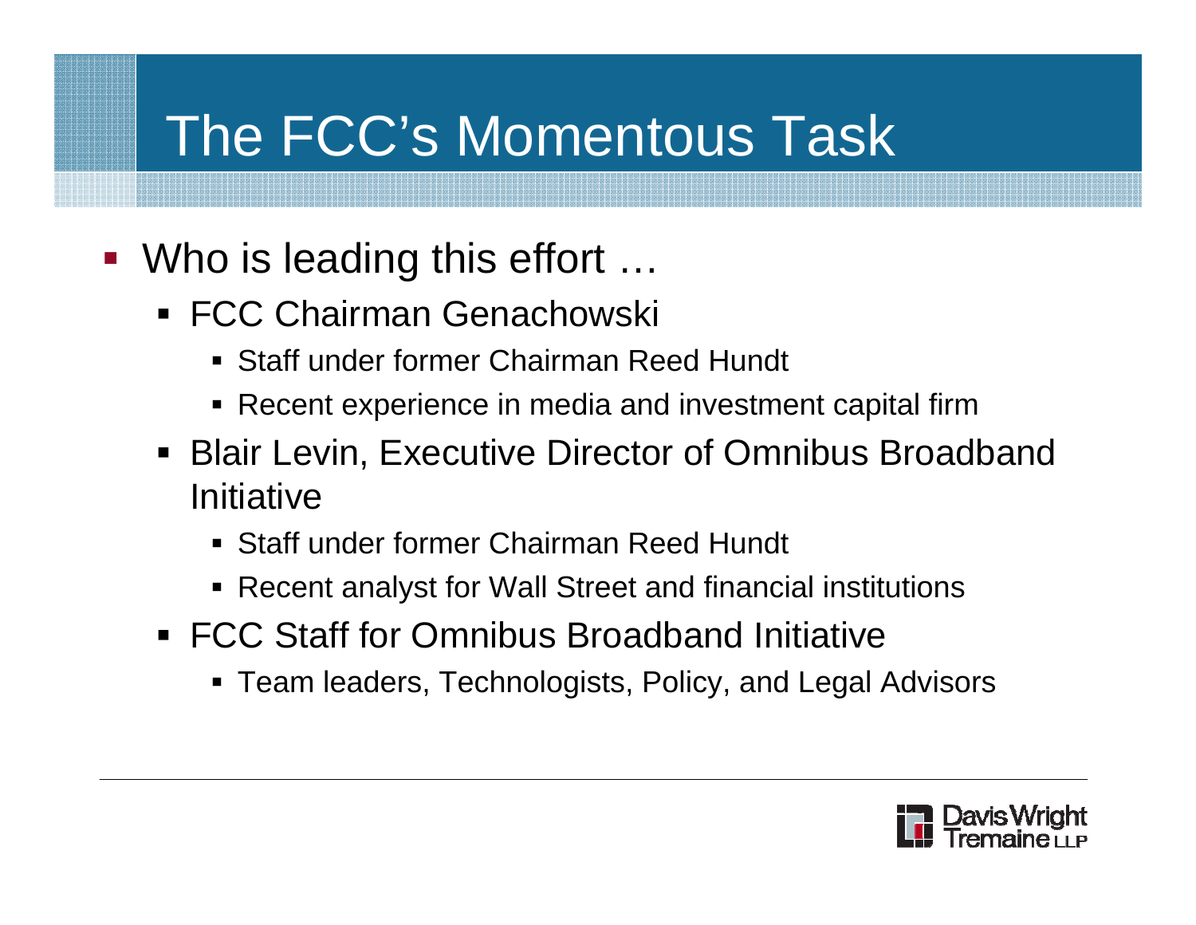# The FCC's Momentous Task

- Who is leading this effort …
  - FCC Chairman Genachowski
    - Staff under former Chairman Reed Hundt
    - Recent experience in media and investment capital firm
  - Blair Levin, Executive Director of Omnibus Broadband Initiative
    - Staff under former Chairman Reed Hundt
    - Recent analyst for Wall Street and financial institutions
  - FCC Staff for Omnibus Broadband Initiative
    - Team leaders, Technologists, Policy, and Legal Advisors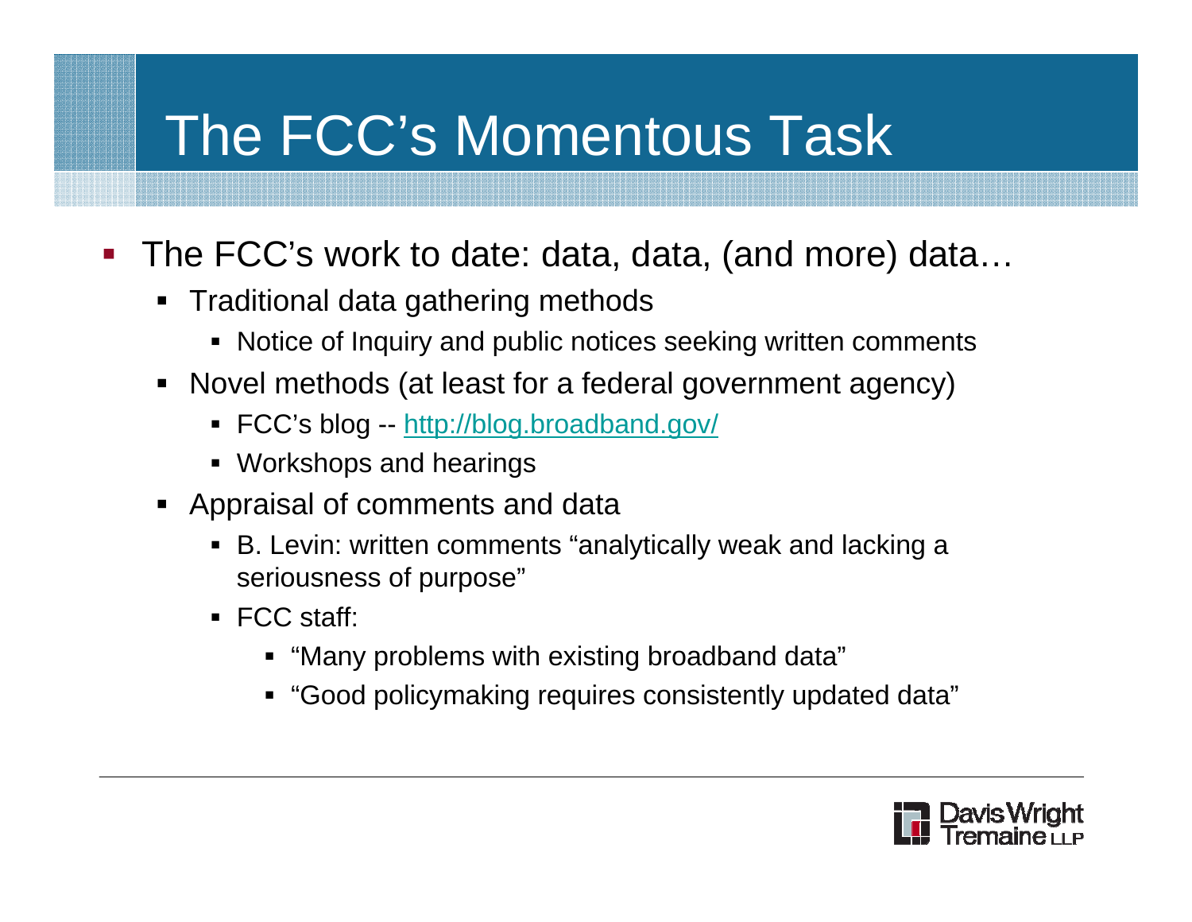# The FCC's Momentous Task

- The FCC's work to date: data, data, (and more) data…
  - Traditional data gathering methods
    - Notice of Inquiry and public notices seeking written comments
  - Novel methods (at least for a federal government agency)
    - FCC's blog -- [http://blog.broadband.gov/](http://blog.broadband.gov/)
    - Workshops and hearings
  - Appraisal of comments and data
    - B. Levin: written comments "analytically weak and lacking a seriousness of purpose"
    - FCC staff:
      - "Many problems with existing broadband data"
      - "Good policymaking requires consistently updated data"

Davis Wright Tremaine LLP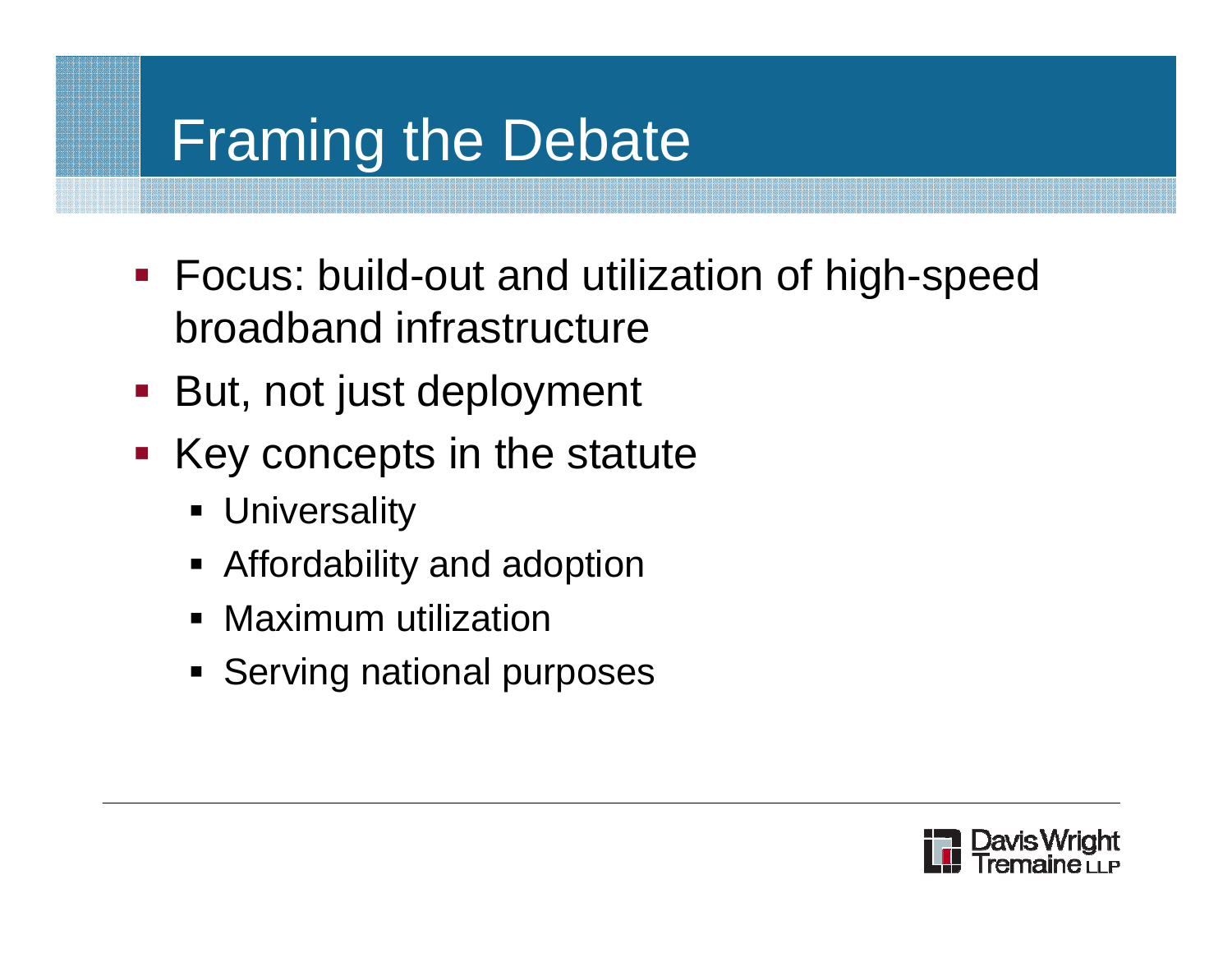# Framing the Debate

- Focus: build-out and utilization of high-speed broadband infrastructure
- But, not just deployment
- Key concepts in the statute
  - Universality
  - Affordability and adoption
  - Maximum utilization
  - Serving national purposes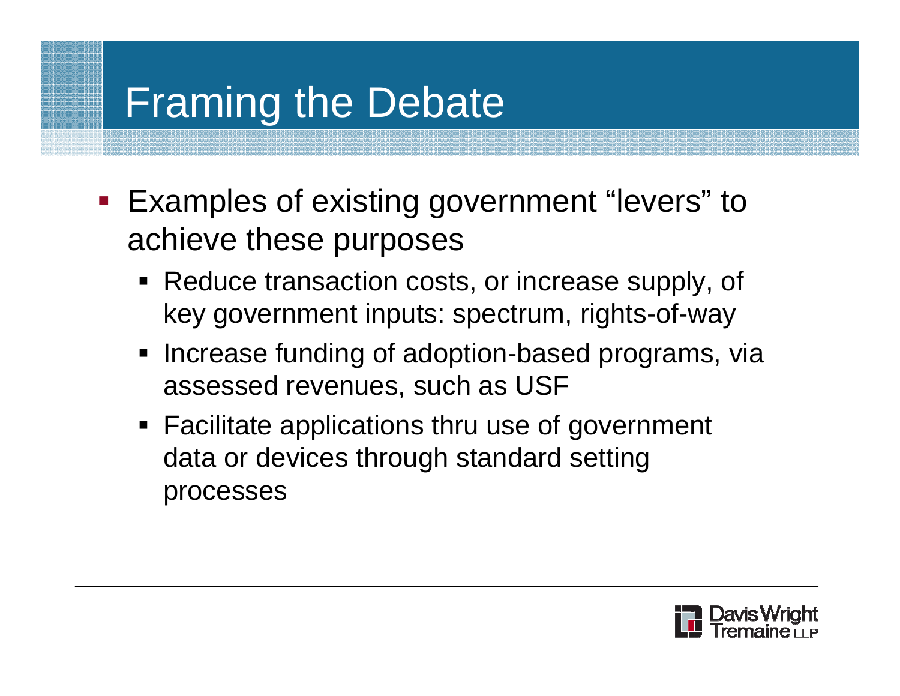# Framing the Debate

- Examples of existing government "levers" to achieve these purposes
  - Reduce transaction costs, or increase supply, of key government inputs: spectrum, rights-of-way
  - Increase funding of adoption-based programs, via assessed revenues, such as USF
  - Facilitate applications thru use of government data or devices through standard setting processes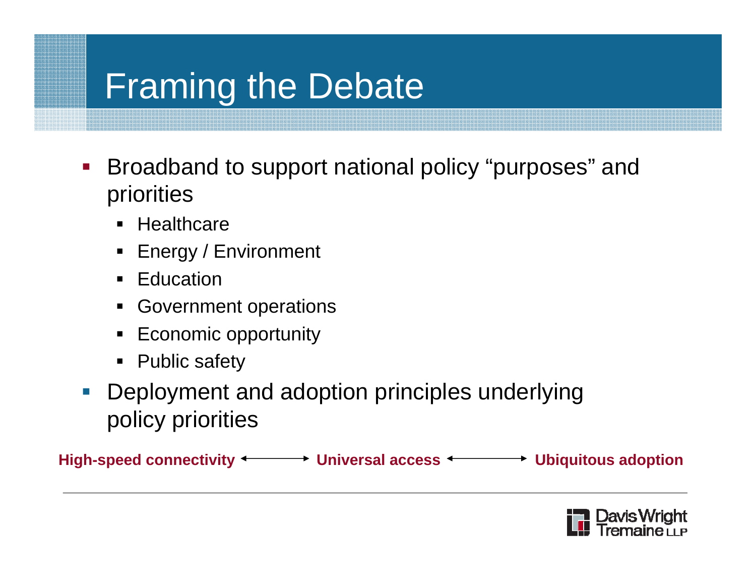# Framing the Debate

- Broadband to support national policy “purposes” and priorities
  - Healthcare
  - Energy / Environment
  - Education
  - Government operations
  - Economic opportunity
  - Public safety
- Deployment and adoption principles underlying policy priorities

**High-speed connectivity** ←→ **Universal access** ←→ **Ubiquitous adoption**

Davis Wright Tremaine LLP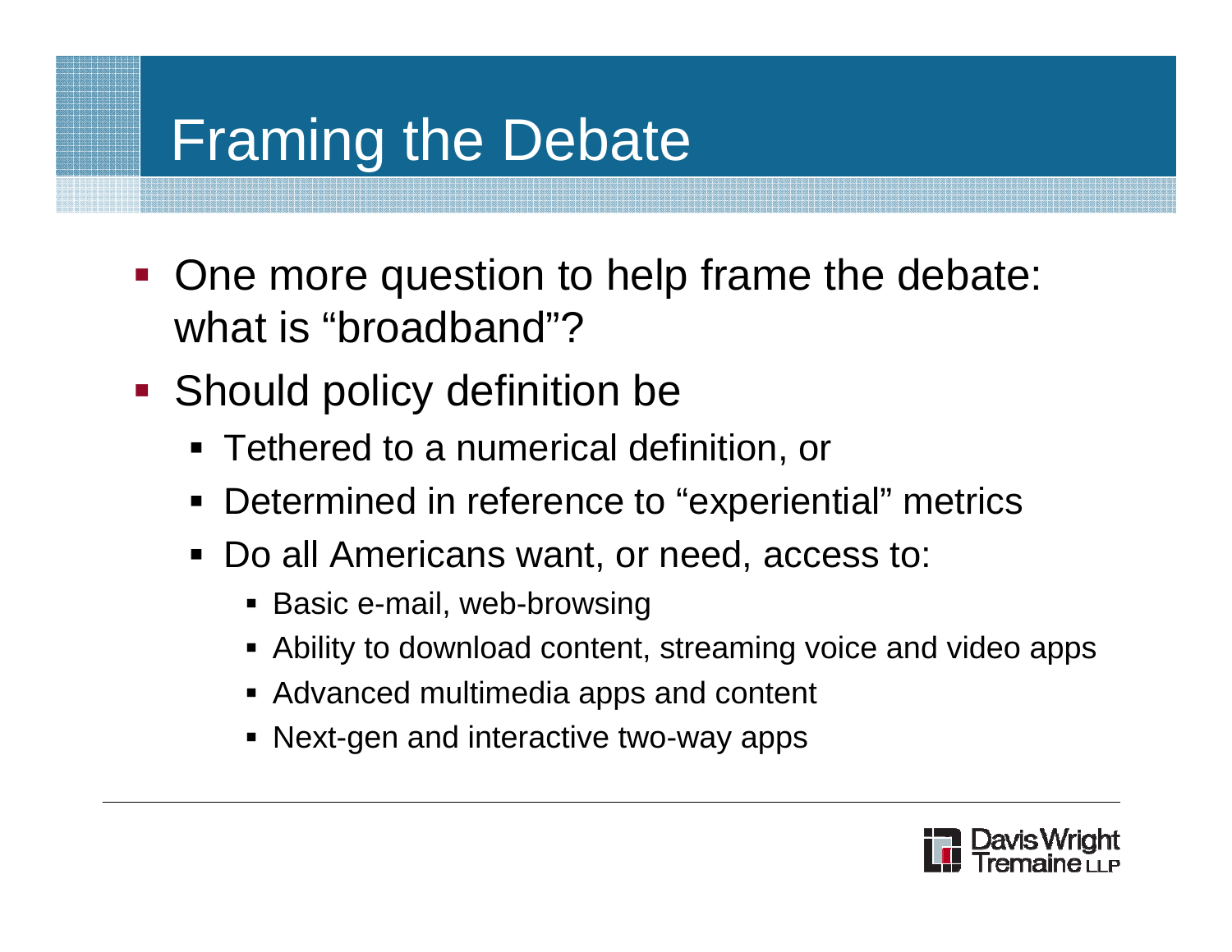# Framing the Debate

- One more question to help frame the debate: what is "broadband"?
- Should policy definition be
  - Tethered to a numerical definition, or
  - Determined in reference to "experiential" metrics
  - Do all Americans want, or need, access to:
    - Basic e-mail, web-browsing
    - Ability to download content, streaming voice and video apps
    - Advanced multimedia apps and content
    - Next-gen and interactive two-way apps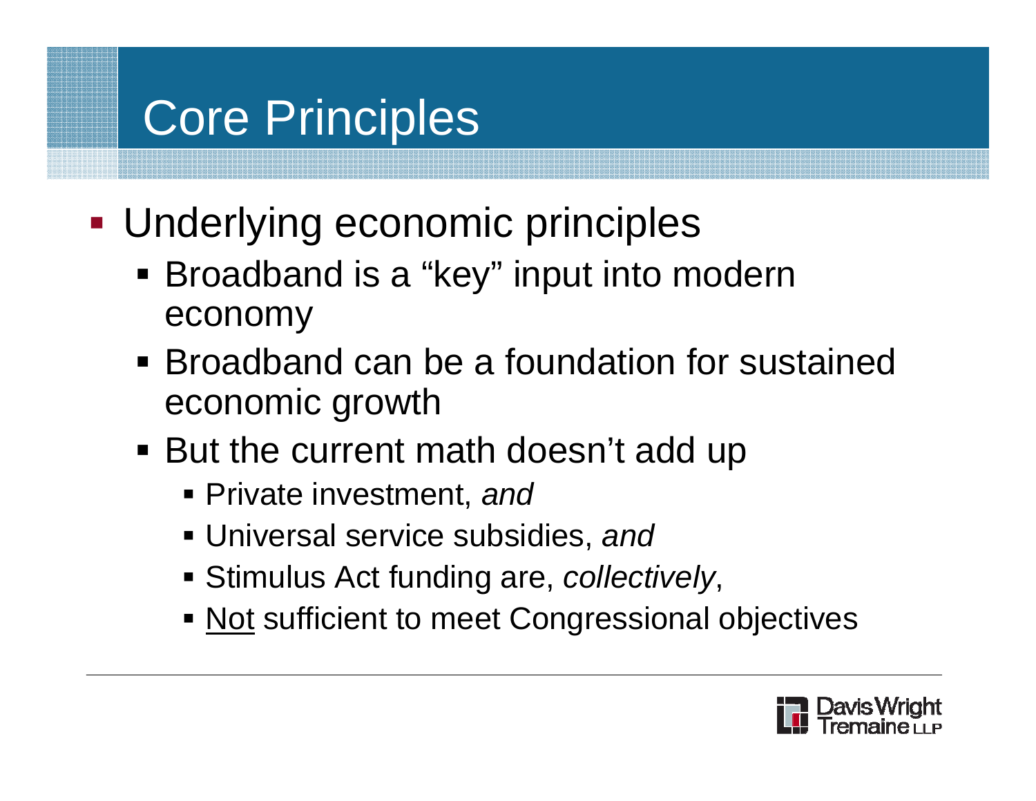# Core Principles

- Underlying economic principles
  - Broadband is a “key” input into modern economy
  - Broadband can be a foundation for sustained economic growth
  - But the current math doesn’t add up
    - Private investment, *and*
    - Universal service subsidies, *and*
    - Stimulus Act funding are, *collectively*,
    - <u>Not</u> sufficient to meet Congressional objectives

Davis Wright Tremaine LLP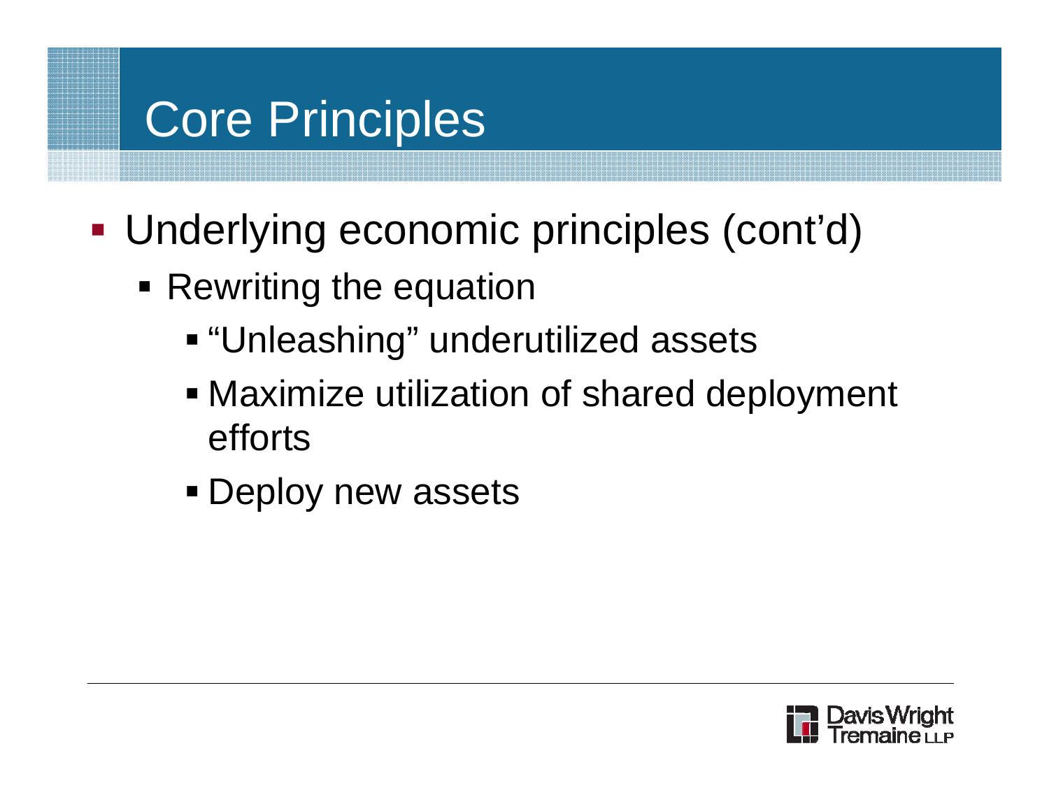# Core Principles

- Underlying economic principles (cont'd)
  - Rewriting the equation
    - "Unleashing" underutilized assets
    - Maximize utilization of shared deployment efforts
    - Deploy new assets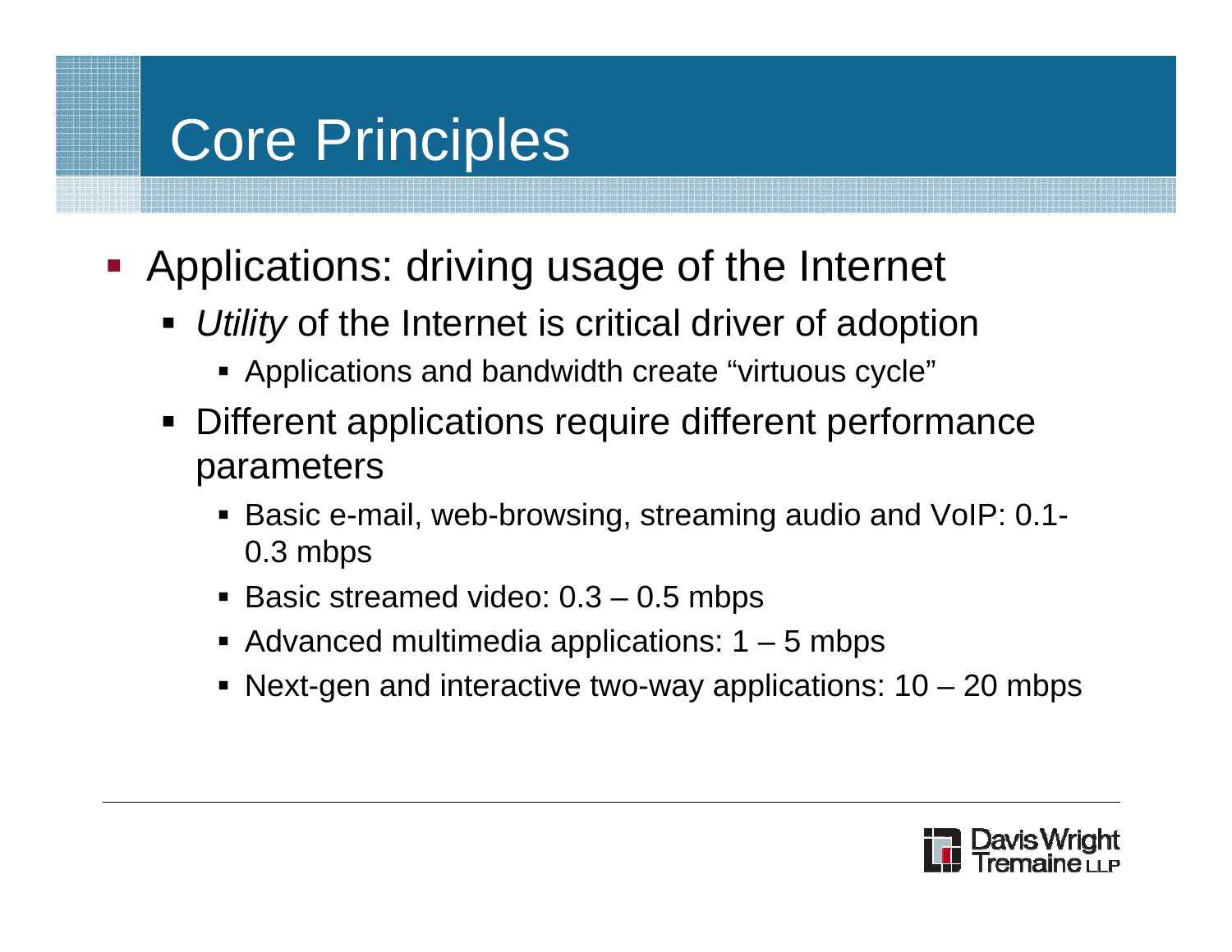# Core Principles

- Applications: driving usage of the Internet
  - *Utility* of the Internet is critical driver of adoption
    - Applications and bandwidth create "virtuous cycle"
  - Different applications require different performance parameters
    - Basic e-mail, web-browsing, streaming audio and VoIP: 0.1-0.3 mbps
    - Basic streamed video: 0.3 – 0.5 mbps
    - Advanced multimedia applications: 1 – 5 mbps
    - Next-gen and interactive two-way applications: 10 – 20 mbps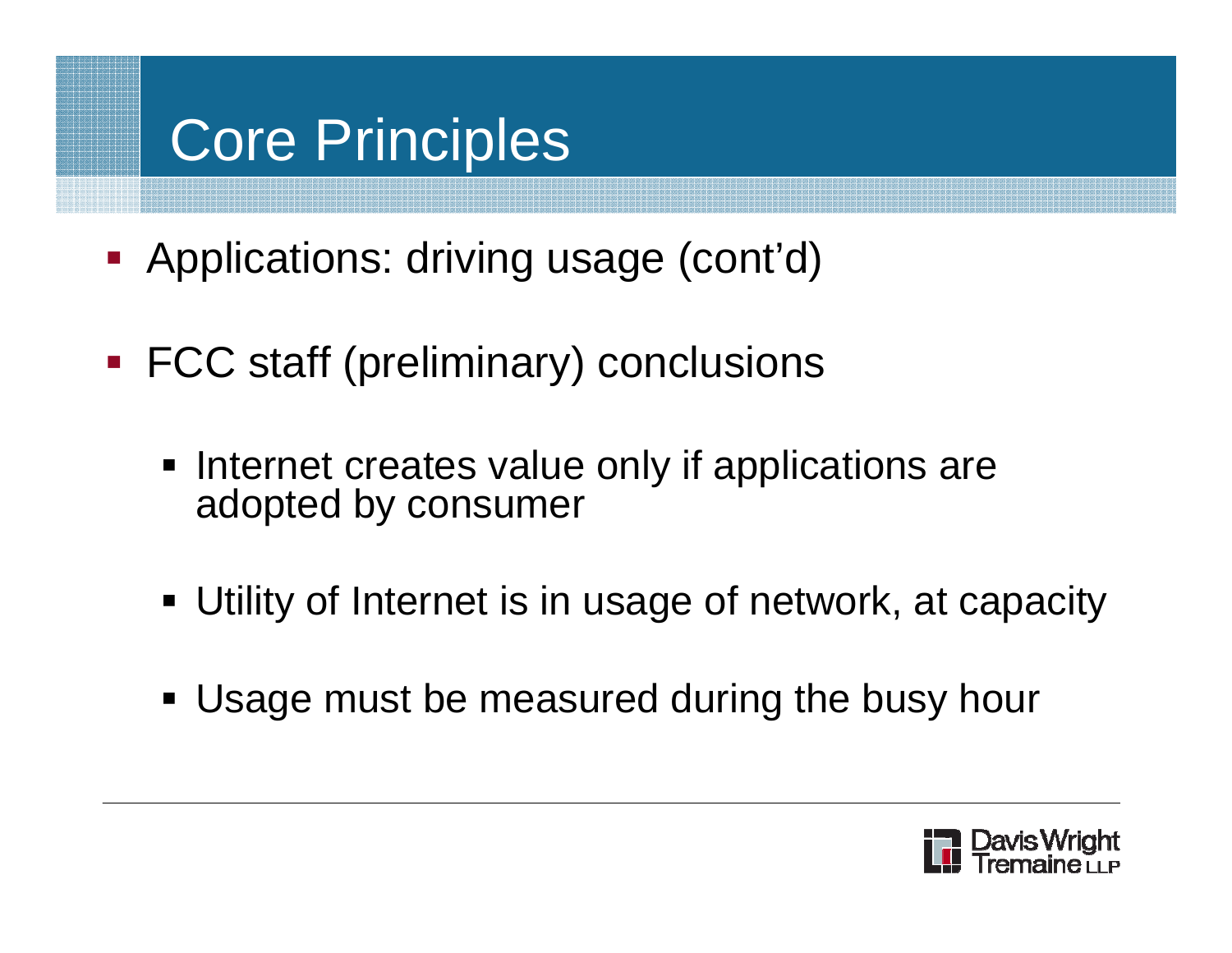# Core Principles

- Applications: driving usage (cont'd)
- FCC staff (preliminary) conclusions
  - Internet creates value only if applications are adopted by consumer
  - Utility of Internet is in usage of network, at capacity
  - Usage must be measured during the busy hour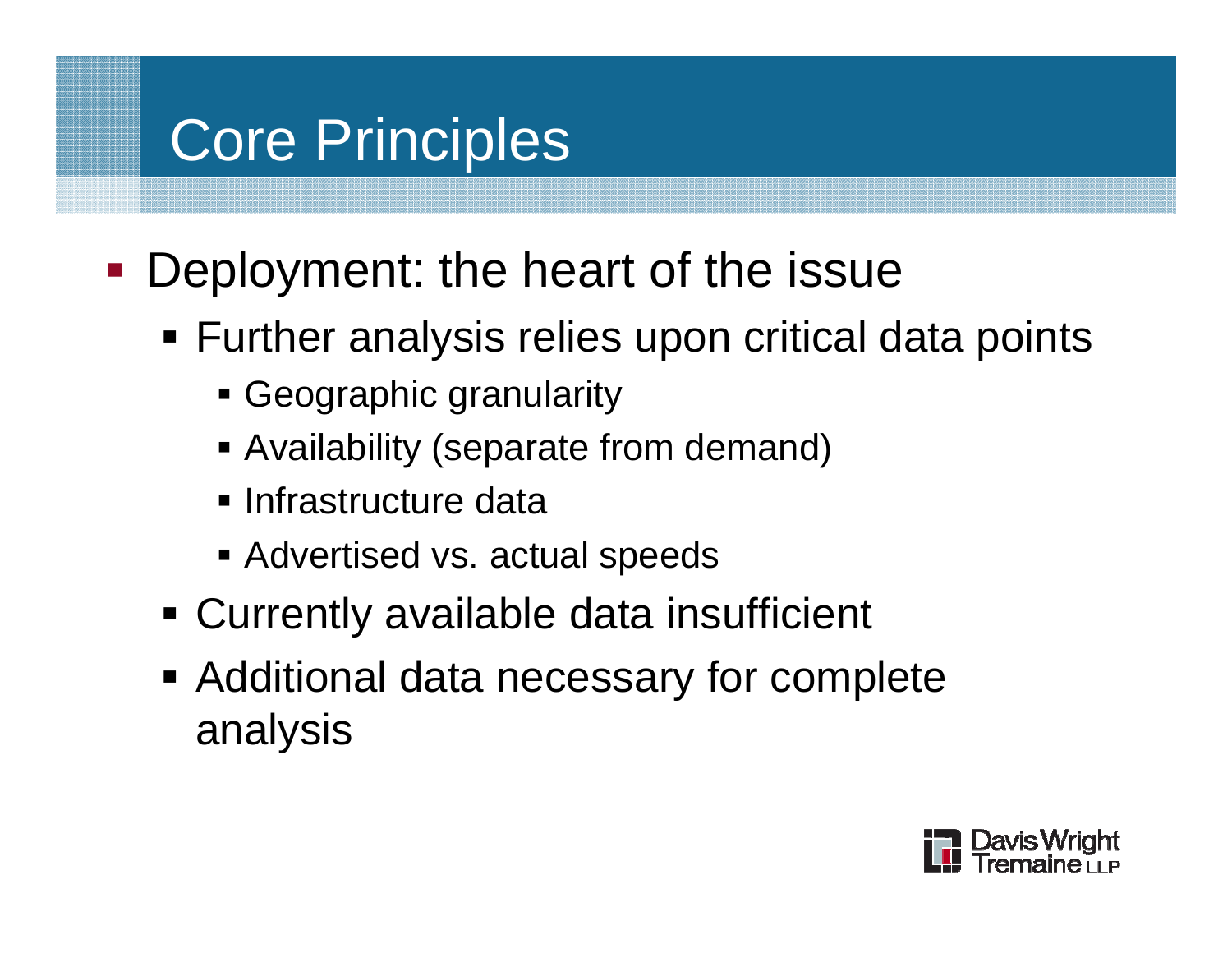# Core Principles

- Deployment: the heart of the issue
  - Further analysis relies upon critical data points
    - Geographic granularity
    - Availability (separate from demand)
    - Infrastructure data
    - Advertised vs. actual speeds
  - Currently available data insufficient
  - Additional data necessary for complete analysis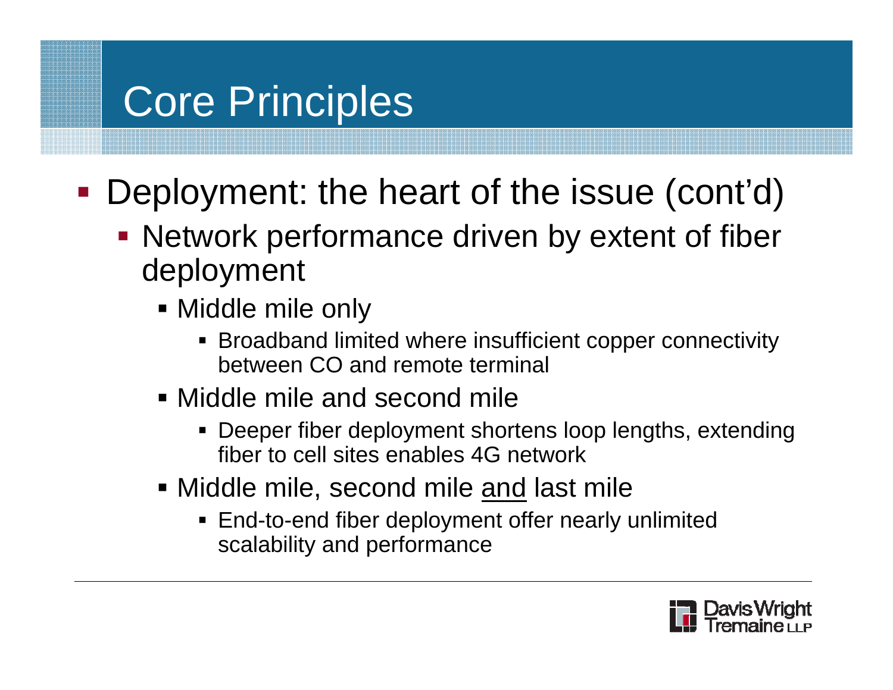# Core Principles

- Deployment: the heart of the issue (cont'd)
  - Network performance driven by extent of fiber deployment
    - Middle mile only
      - Broadband limited where insufficient copper connectivity between CO and remote terminal
    - Middle mile and second mile
      - Deeper fiber deployment shortens loop lengths, extending fiber to cell sites enables 4G network
    - Middle mile, second mile <u>and</u> last mile
      - End-to-end fiber deployment offer nearly unlimited scalability and performance

Davis Wright Tremaine LLP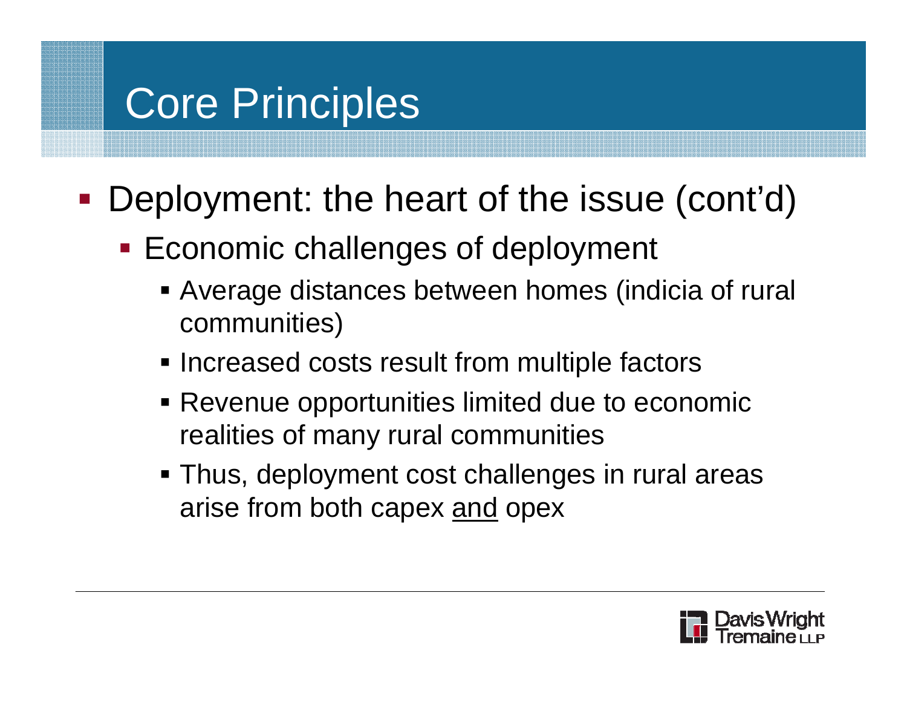# Core Principles

- Deployment: the heart of the issue (cont'd)
  - Economic challenges of deployment
    - Average distances between homes (indicia of rural communities)
    - Increased costs result from multiple factors
    - Revenue opportunities limited due to economic realities of many rural communities
    - Thus, deployment cost challenges in rural areas arise from both capex <u>and</u> opex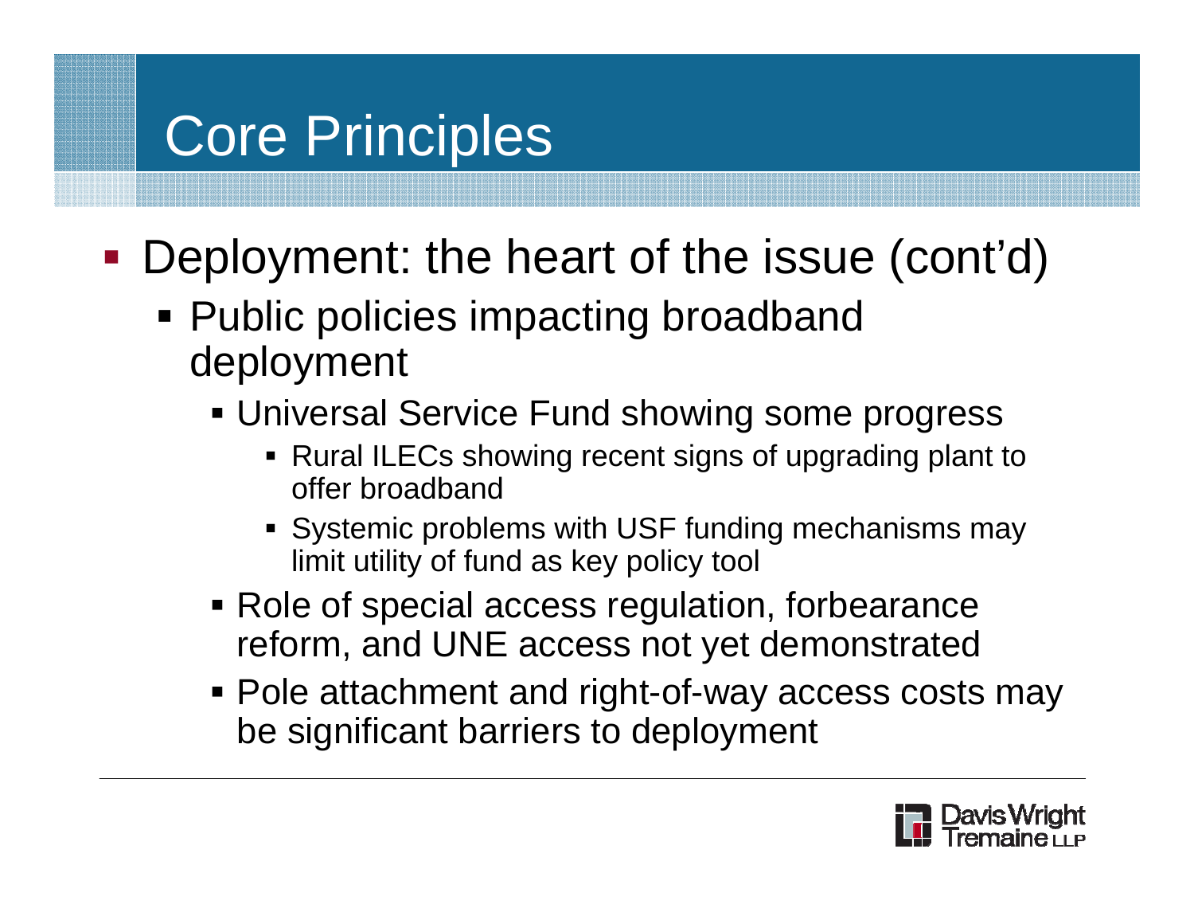# Core Principles

- Deployment: the heart of the issue (cont'd)
  - Public policies impacting broadband deployment
    - Universal Service Fund showing some progress
      - Rural ILECs showing recent signs of upgrading plant to offer broadband
      - Systemic problems with USF funding mechanisms may limit utility of fund as key policy tool
    - Role of special access regulation, forbearance reform, and UNE access not yet demonstrated
    - Pole attachment and right-of-way access costs may be significant barriers to deployment

Davis Wright Tremaine LLP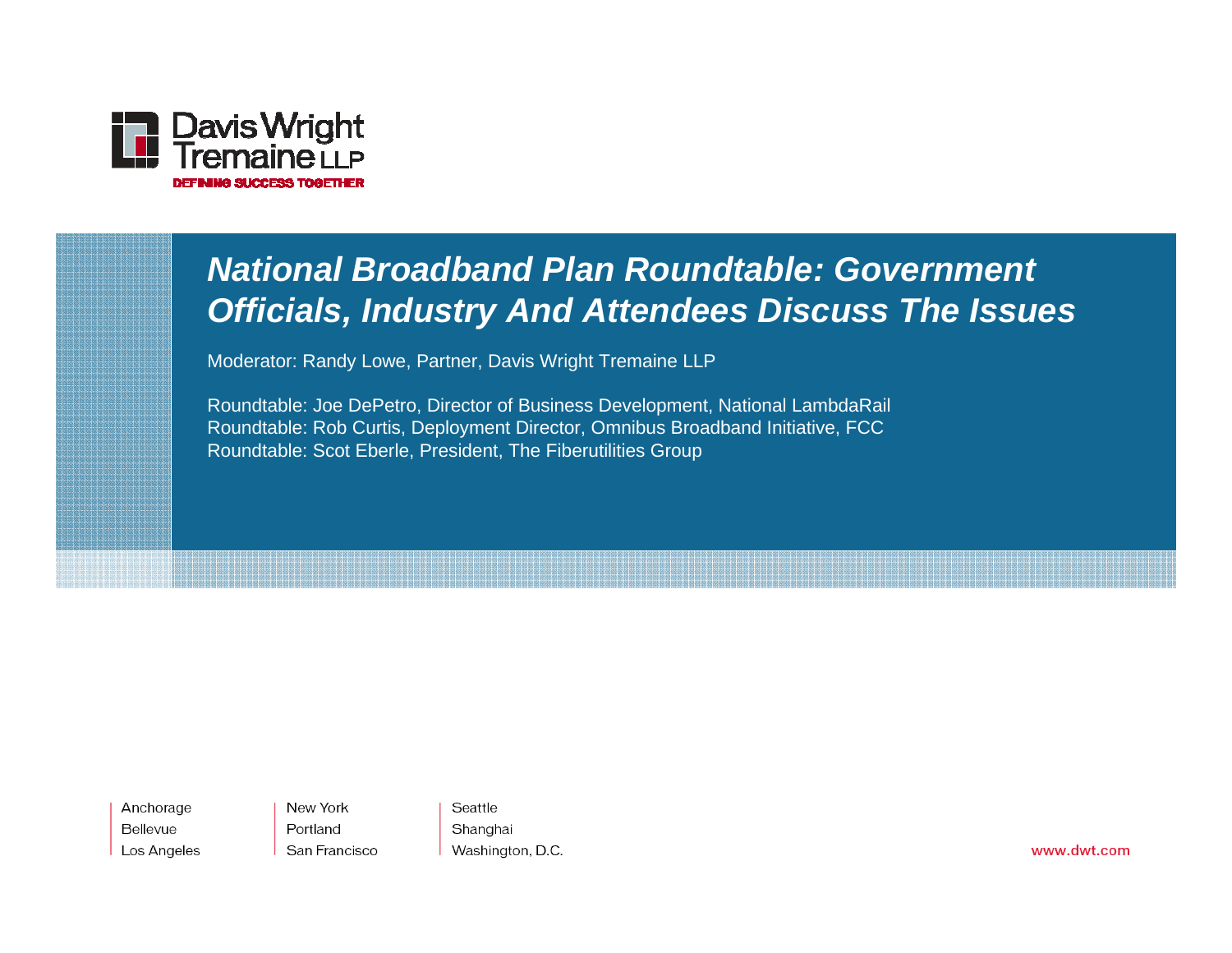Davis Wright Tremaine LLP

DEFINING SUCCESS TOGETHER

# *National Broadband Plan Roundtable: Government Officials, Industry And Attendees Discuss The Issues*

Moderator: Randy Lowe, Partner, Davis Wright Tremaine LLP

Roundtable: Joe DePetro, Director of Business Development, National LambdaRail
Roundtable: Rob Curtis, Deployment Director, Omnibus Broadband Initiative, FCC
Roundtable: Scot Eberle, President, The Fiberutilities Group

Anchorage
Bellevue
Los Angeles

New York
Portland
San Francisco

Seattle
Shanghai
Washington, D.C.

www.dwt.com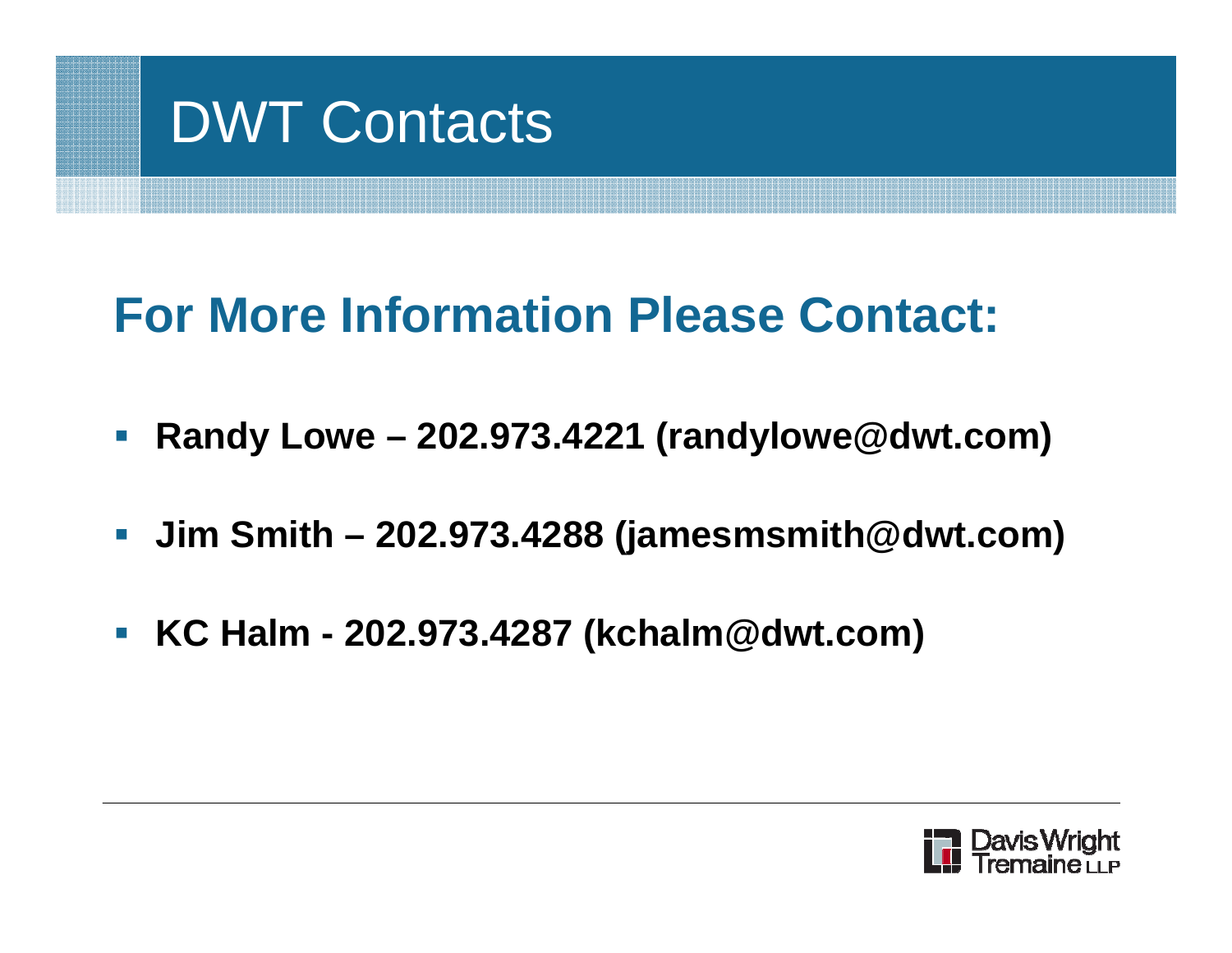# DWT Contacts

## For More Information Please Contact:

- **Randy Lowe – 202.973.4221 (randylowe@dwt.com)**
- **Jim Smith – 202.973.4288 (jamesmsmith@dwt.com)**
- **KC Halm - 202.973.4287 (kchalm@dwt.com)**

Davis Wright Tremaine LLP